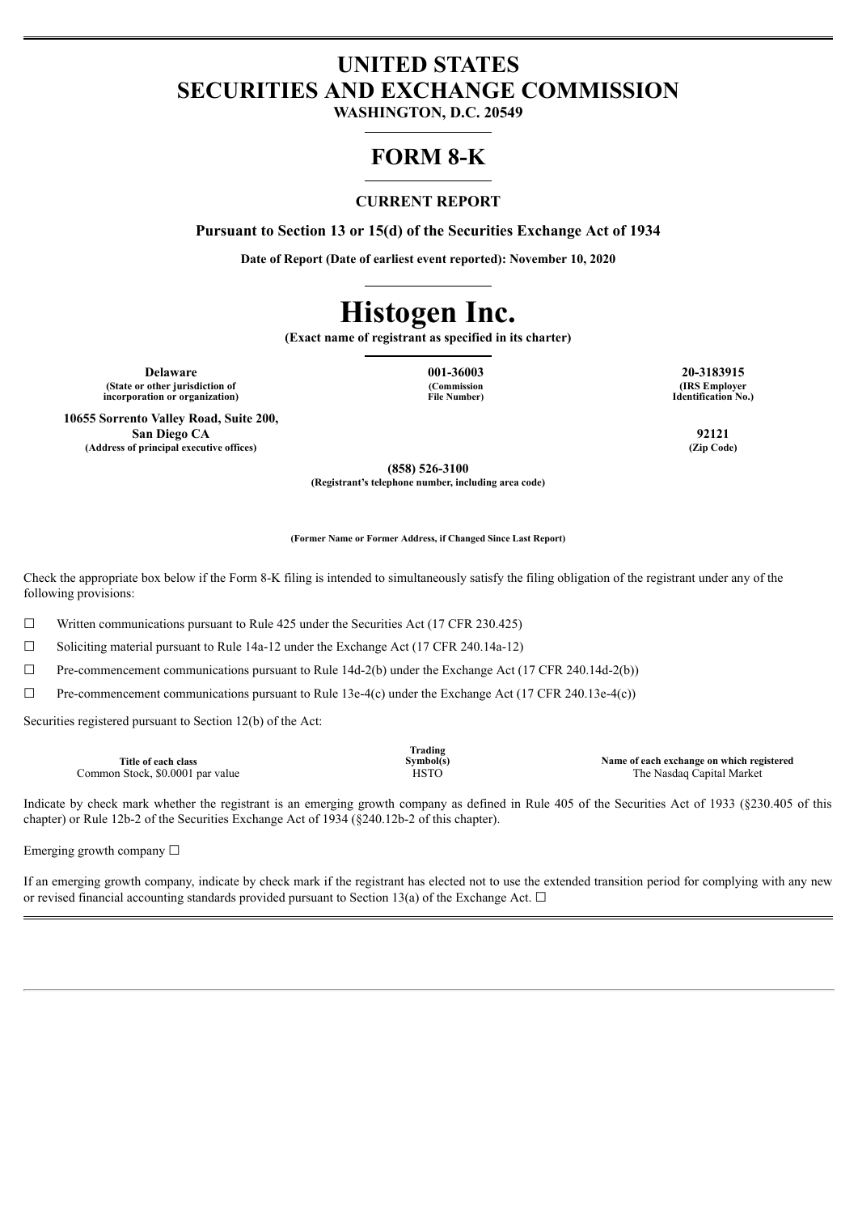# UNITED STATES
# SECURITIES AND EXCHANGE COMMISSION

**WASHINGTON, D.C. 20549**

# FORM 8-K

### CURRENT REPORT

**Pursuant to Section 13 or 15(d) of the Securities Exchange Act of 1934**

**Date of Report (Date of earliest event reported): November 10, 2020**

# Histogen Inc.

**(Exact name of registrant as specified in its charter)**

| Delaware | 001-36003 | 20-3183915 |
|---|---|---|
| (State or other jurisdiction of incorporation or organization) | (Commission File Number) | (IRS Employer Identification No.) |

| 10655 Sorrento Valley Road, Suite 200, San Diego CA | 92121 |
|---|---|
| (Address of principal executive offices) | (Zip Code) |

**(858) 526-3100**
**(Registrant's telephone number, including area code)**

**(Former Name or Former Address, if Changed Since Last Report)**

Check the appropriate box below if the Form 8-K filing is intended to simultaneously satisfy the filing obligation of the registrant under any of the following provisions:

☐ Written communications pursuant to Rule 425 under the Securities Act (17 CFR 230.425)

☐ Soliciting material pursuant to Rule 14a-12 under the Exchange Act (17 CFR 240.14a-12)

☐ Pre-commencement communications pursuant to Rule 14d-2(b) under the Exchange Act (17 CFR 240.14d-2(b))

☐ Pre-commencement communications pursuant to Rule 13e-4(c) under the Exchange Act (17 CFR 240.13e-4(c))

Securities registered pursuant to Section 12(b) of the Act:

| Title of each class | Trading Symbol(s) | Name of each exchange on which registered |
|---|---|---|
| Common Stock, $0.0001 par value | HSTO | The Nasdaq Capital Market |

Indicate by check mark whether the registrant is an emerging growth company as defined in Rule 405 of the Securities Act of 1933 (§230.405 of this chapter) or Rule 12b-2 of the Securities Exchange Act of 1934 (§240.12b-2 of this chapter).

Emerging growth company ☐

If an emerging growth company, indicate by check mark if the registrant has elected not to use the extended transition period for complying with any new or revised financial accounting standards provided pursuant to Section 13(a) of the Exchange Act. ☐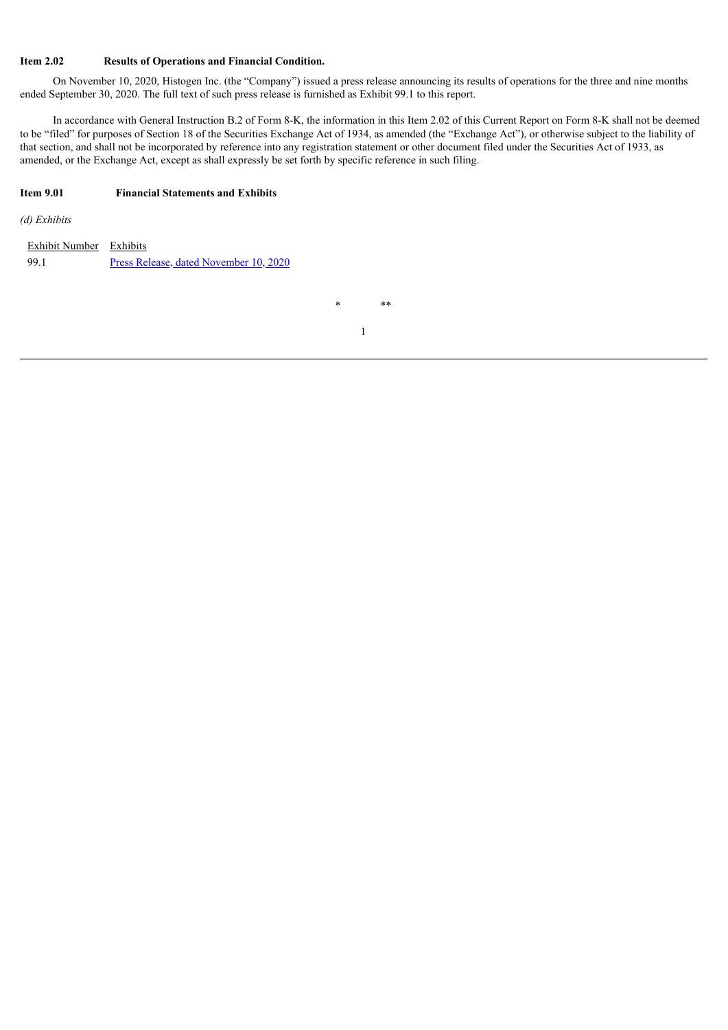**Item 2.02 Results of Operations and Financial Condition.**

On November 10, 2020, Histogen Inc. (the "Company") issued a press release announcing its results of operations for the three and nine months ended September 30, 2020. The full text of such press release is furnished as Exhibit 99.1 to this report.

In accordance with General Instruction B.2 of Form 8-K, the information in this Item 2.02 of this Current Report on Form 8-K shall not be deemed to be "filed" for purposes of Section 18 of the Securities Exchange Act of 1934, as amended (the "Exchange Act"), or otherwise subject to the liability of that section, and shall not be incorporated by reference into any registration statement or other document filed under the Securities Act of 1933, as amended, or the Exchange Act, except as shall expressly be set forth by specific reference in such filing.

**Item 9.01 Financial Statements and Exhibits**

*(d) Exhibits*

| Exhibit Number | Exhibits |
|---|---|
| 99.1 | Press Release, dated November 10, 2020 |

\* \*\*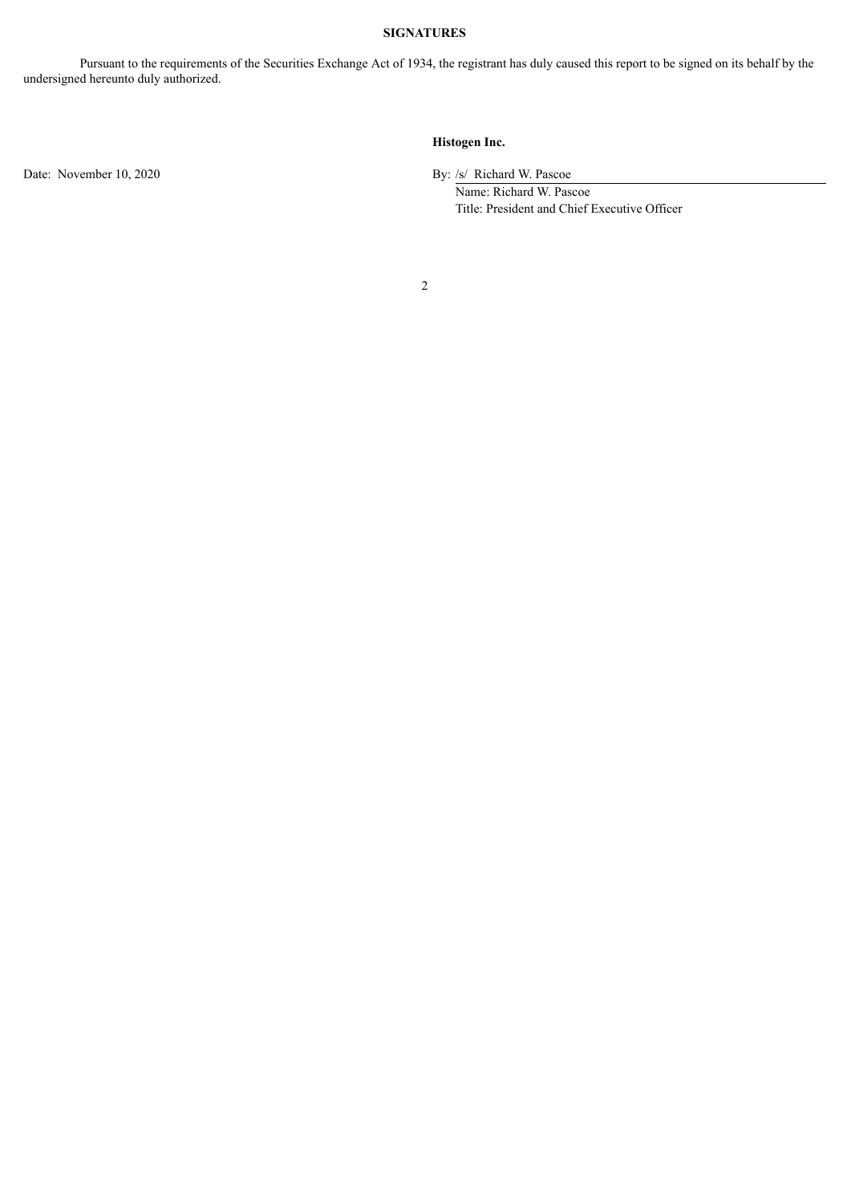**SIGNATURES**

Pursuant to the requirements of the Securities Exchange Act of 1934, the registrant has duly caused this report to be signed on its behalf by the undersigned hereunto duly authorized.

**Histogen Inc.**

Date: November 10, 2020

By: /s/ Richard W. Pascoe

Name: Richard W. Pascoe

Title: President and Chief Executive Officer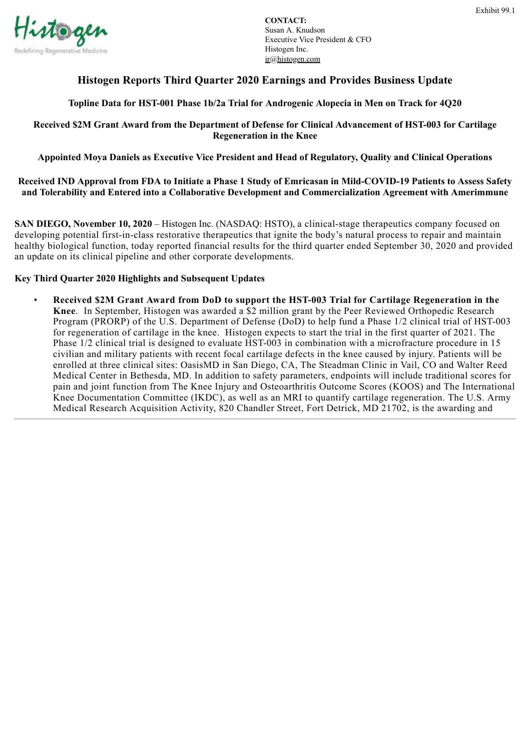Exhibit 99.1

**CONTACT:**
Susan A. Knudson
Executive Vice President & CFO
Histogen Inc.
ir@histogen.com

# Histogen Reports Third Quarter 2020 Earnings and Provides Business Update

**Topline Data for HST-001 Phase 1b/2a Trial for Androgenic Alopecia in Men on Track for 4Q20**

**Received $2M Grant Award from the Department of Defense for Clinical Advancement of HST-003 for Cartilage Regeneration in the Knee**

**Appointed Moya Daniels as Executive Vice President and Head of Regulatory, Quality and Clinical Operations**

**Received IND Approval from FDA to Initiate a Phase 1 Study of Emricasan in Mild-COVID-19 Patients to Assess Safety and Tolerability and Entered into a Collaborative Development and Commercialization Agreement with Amerimmune**

**SAN DIEGO, November 10, 2020** – Histogen Inc. (NASDAQ: HSTO), a clinical-stage therapeutics company focused on developing potential first-in-class restorative therapeutics that ignite the body's natural process to repair and maintain healthy biological function, today reported financial results for the third quarter ended September 30, 2020 and provided an update on its clinical pipeline and other corporate developments.

**Key Third Quarter 2020 Highlights and Subsequent Updates**

- **Received $2M Grant Award from DoD to support the HST-003 Trial for Cartilage Regeneration in the Knee**. In September, Histogen was awarded a $2 million grant by the Peer Reviewed Orthopedic Research Program (PRORP) of the U.S. Department of Defense (DoD) to help fund a Phase 1/2 clinical trial of HST-003 for regeneration of cartilage in the knee. Histogen expects to start the trial in the first quarter of 2021. The Phase 1/2 clinical trial is designed to evaluate HST-003 in combination with a microfracture procedure in 15 civilian and military patients with recent focal cartilage defects in the knee caused by injury. Patients will be enrolled at three clinical sites: OasisMD in San Diego, CA, The Steadman Clinic in Vail, CO and Walter Reed Medical Center in Bethesda, MD. In addition to safety parameters, endpoints will include traditional scores for pain and joint function from The Knee Injury and Osteoarthritis Outcome Scores (KOOS) and The International Knee Documentation Committee (IKDC), as well as an MRI to quantify cartilage regeneration. The U.S. Army Medical Research Acquisition Activity, 820 Chandler Street, Fort Detrick, MD 21702, is the awarding and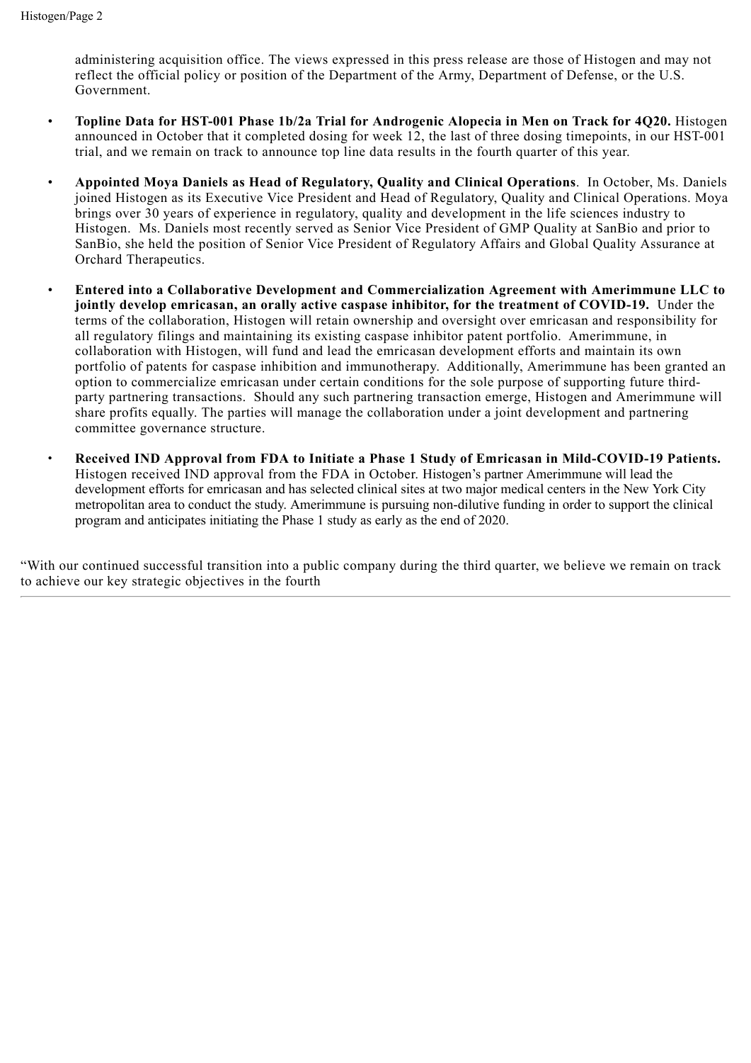administering acquisition office. The views expressed in this press release are those of Histogen and may not reflect the official policy or position of the Department of the Army, Department of Defense, or the U.S. Government.

- **Topline Data for HST-001 Phase 1b/2a Trial for Androgenic Alopecia in Men on Track for 4Q20.** Histogen announced in October that it completed dosing for week 12, the last of three dosing timepoints, in our HST-001 trial, and we remain on track to announce top line data results in the fourth quarter of this year.
- **Appointed Moya Daniels as Head of Regulatory, Quality and Clinical Operations**. In October, Ms. Daniels joined Histogen as its Executive Vice President and Head of Regulatory, Quality and Clinical Operations. Moya brings over 30 years of experience in regulatory, quality and development in the life sciences industry to Histogen. Ms. Daniels most recently served as Senior Vice President of GMP Quality at SanBio and prior to SanBio, she held the position of Senior Vice President of Regulatory Affairs and Global Quality Assurance at Orchard Therapeutics.
- **Entered into a Collaborative Development and Commercialization Agreement with Amerimmune LLC to jointly develop emricasan, an orally active caspase inhibitor, for the treatment of COVID-19.** Under the terms of the collaboration, Histogen will retain ownership and oversight over emricasan and responsibility for all regulatory filings and maintaining its existing caspase inhibitor patent portfolio. Amerimmune, in collaboration with Histogen, will fund and lead the emricasan development efforts and maintain its own portfolio of patents for caspase inhibition and immunotherapy. Additionally, Amerimmune has been granted an option to commercialize emricasan under certain conditions for the sole purpose of supporting future third-party partnering transactions. Should any such partnering transaction emerge, Histogen and Amerimmune will share profits equally. The parties will manage the collaboration under a joint development and partnering committee governance structure.
- **Received IND Approval from FDA to Initiate a Phase 1 Study of Emricasan in Mild-COVID-19 Patients.** Histogen received IND approval from the FDA in October. Histogen's partner Amerimmune will lead the development efforts for emricasan and has selected clinical sites at two major medical centers in the New York City metropolitan area to conduct the study. Amerimmune is pursuing non-dilutive funding in order to support the clinical program and anticipates initiating the Phase 1 study as early as the end of 2020.

"With our continued successful transition into a public company during the third quarter, we believe we remain on track to achieve our key strategic objectives in the fourth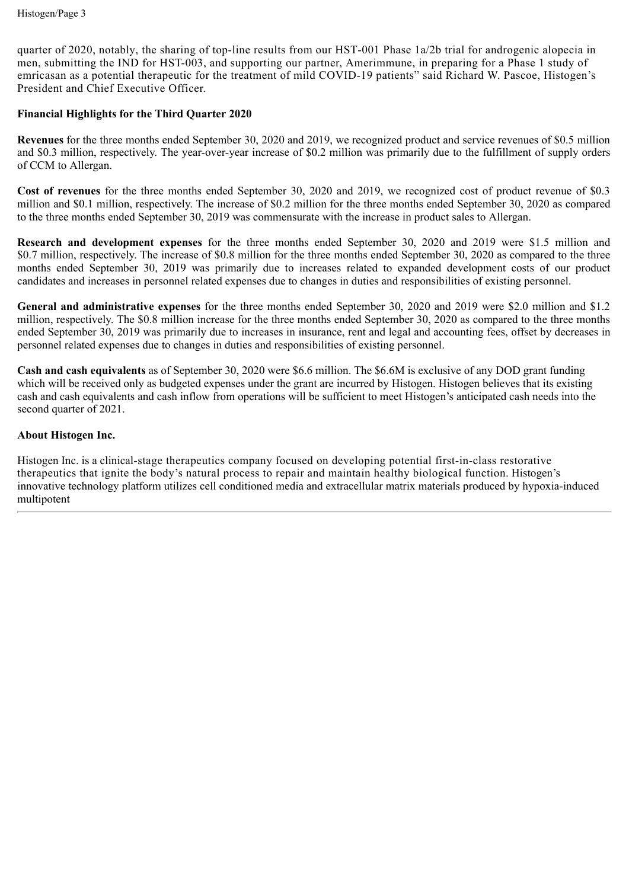quarter of 2020, notably, the sharing of top-line results from our HST-001 Phase 1a/2b trial for androgenic alopecia in men, submitting the IND for HST-003, and supporting our partner, Amerimmune, in preparing for a Phase 1 study of emricasan as a potential therapeutic for the treatment of mild COVID-19 patients" said Richard W. Pascoe, Histogen's President and Chief Executive Officer.

**Financial Highlights for the Third Quarter 2020**

**Revenues** for the three months ended September 30, 2020 and 2019, we recognized product and service revenues of $0.5 million and $0.3 million, respectively. The year-over-year increase of $0.2 million was primarily due to the fulfillment of supply orders of CCM to Allergan.

**Cost of revenues** for the three months ended September 30, 2020 and 2019, we recognized cost of product revenue of $0.3 million and $0.1 million, respectively. The increase of $0.2 million for the three months ended September 30, 2020 as compared to the three months ended September 30, 2019 was commensurate with the increase in product sales to Allergan.

**Research and development expenses** for the three months ended September 30, 2020 and 2019 were $1.5 million and $0.7 million, respectively. The increase of $0.8 million for the three months ended September 30, 2020 as compared to the three months ended September 30, 2019 was primarily due to increases related to expanded development costs of our product candidates and increases in personnel related expenses due to changes in duties and responsibilities of existing personnel.

**General and administrative expenses** for the three months ended September 30, 2020 and 2019 were $2.0 million and $1.2 million, respectively. The $0.8 million increase for the three months ended September 30, 2020 as compared to the three months ended September 30, 2019 was primarily due to increases in insurance, rent and legal and accounting fees, offset by decreases in personnel related expenses due to changes in duties and responsibilities of existing personnel.

**Cash and cash equivalents** as of September 30, 2020 were $6.6 million. The $6.6M is exclusive of any DOD grant funding which will be received only as budgeted expenses under the grant are incurred by Histogen. Histogen believes that its existing cash and cash equivalents and cash inflow from operations will be sufficient to meet Histogen's anticipated cash needs into the second quarter of 2021.

**About Histogen Inc.**

Histogen Inc. is a clinical-stage therapeutics company focused on developing potential first-in-class restorative therapeutics that ignite the body's natural process to repair and maintain healthy biological function. Histogen's innovative technology platform utilizes cell conditioned media and extracellular matrix materials produced by hypoxia-induced multipotent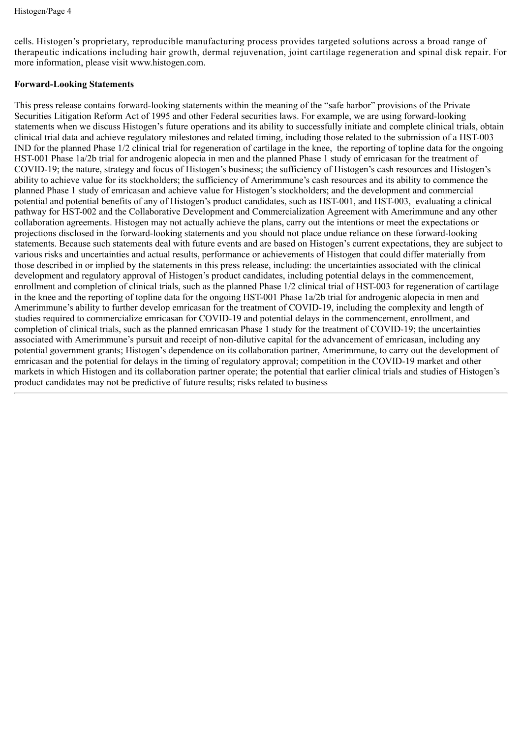cells. Histogen's proprietary, reproducible manufacturing process provides targeted solutions across a broad range of therapeutic indications including hair growth, dermal rejuvenation, joint cartilage regeneration and spinal disk repair. For more information, please visit www.histogen.com.

**Forward-Looking Statements**

This press release contains forward-looking statements within the meaning of the "safe harbor" provisions of the Private Securities Litigation Reform Act of 1995 and other Federal securities laws. For example, we are using forward-looking statements when we discuss Histogen's future operations and its ability to successfully initiate and complete clinical trials, obtain clinical trial data and achieve regulatory milestones and related timing, including those related to the submission of a HST-003 IND for the planned Phase 1/2 clinical trial for regeneration of cartilage in the knee, the reporting of topline data for the ongoing HST-001 Phase 1a/2b trial for androgenic alopecia in men and the planned Phase 1 study of emricasan for the treatment of COVID-19; the nature, strategy and focus of Histogen's business; the sufficiency of Histogen's cash resources and Histogen's ability to achieve value for its stockholders; the sufficiency of Amerimmune's cash resources and its ability to commence the planned Phase 1 study of emricasan and achieve value for Histogen's stockholders; and the development and commercial potential and potential benefits of any of Histogen's product candidates, such as HST-001, and HST-003, evaluating a clinical pathway for HST-002 and the Collaborative Development and Commercialization Agreement with Amerimmune and any other collaboration agreements. Histogen may not actually achieve the plans, carry out the intentions or meet the expectations or projections disclosed in the forward-looking statements and you should not place undue reliance on these forward-looking statements. Because such statements deal with future events and are based on Histogen's current expectations, they are subject to various risks and uncertainties and actual results, performance or achievements of Histogen that could differ materially from those described in or implied by the statements in this press release, including: the uncertainties associated with the clinical development and regulatory approval of Histogen's product candidates, including potential delays in the commencement, enrollment and completion of clinical trials, such as the planned Phase 1/2 clinical trial of HST-003 for regeneration of cartilage in the knee and the reporting of topline data for the ongoing HST-001 Phase 1a/2b trial for androgenic alopecia in men and Amerimmune's ability to further develop emricasan for the treatment of COVID-19, including the complexity and length of studies required to commercialize emricasan for COVID-19 and potential delays in the commencement, enrollment, and completion of clinical trials, such as the planned emricasan Phase 1 study for the treatment of COVID-19; the uncertainties associated with Amerimmune's pursuit and receipt of non-dilutive capital for the advancement of emricasan, including any potential government grants; Histogen's dependence on its collaboration partner, Amerimmune, to carry out the development of emricasan and the potential for delays in the timing of regulatory approval; competition in the COVID-19 market and other markets in which Histogen and its collaboration partner operate; the potential that earlier clinical trials and studies of Histogen's product candidates may not be predictive of future results; risks related to business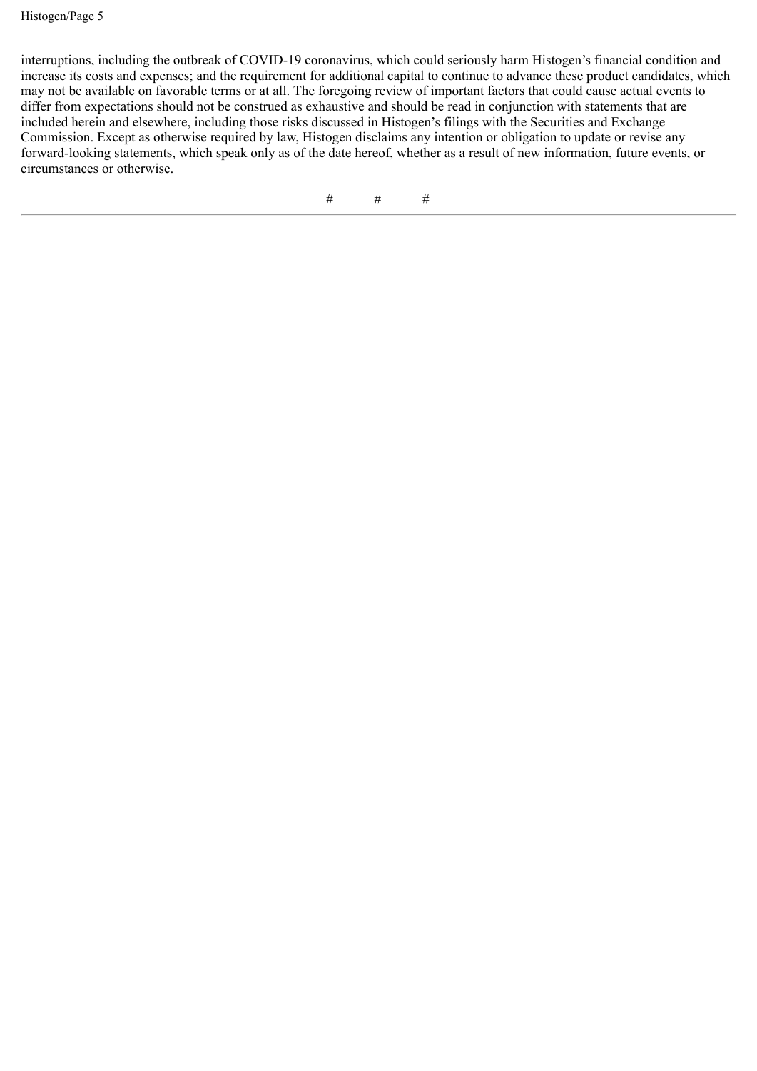interruptions, including the outbreak of COVID-19 coronavirus, which could seriously harm Histogen's financial condition and increase its costs and expenses; and the requirement for additional capital to continue to advance these product candidates, which may not be available on favorable terms or at all. The foregoing review of important factors that could cause actual events to differ from expectations should not be construed as exhaustive and should be read in conjunction with statements that are included herein and elsewhere, including those risks discussed in Histogen's filings with the Securities and Exchange Commission. Except as otherwise required by law, Histogen disclaims any intention or obligation to update or revise any forward-looking statements, which speak only as of the date hereof, whether as a result of new information, future events, or circumstances or otherwise.

# # #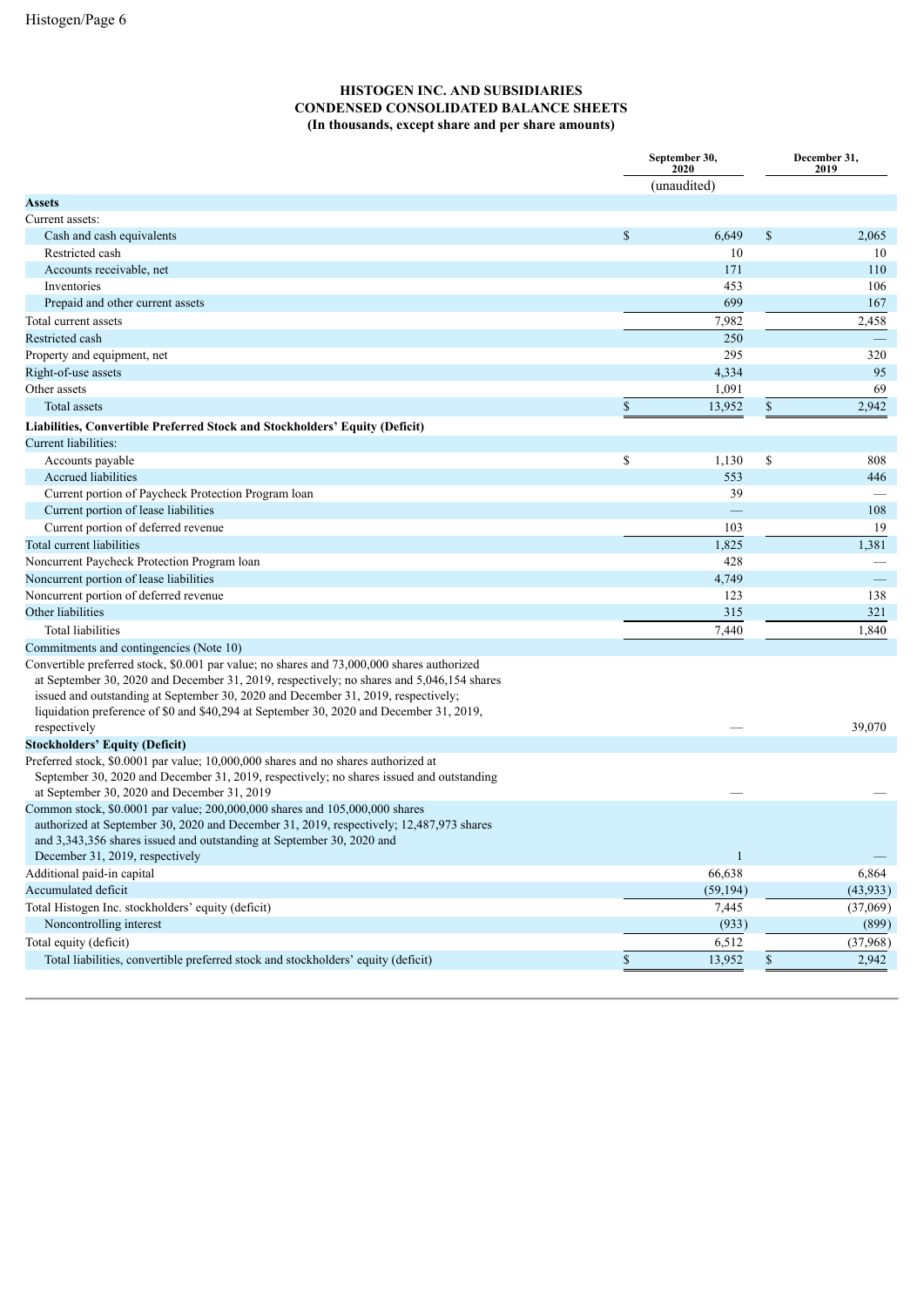**HISTOGEN INC. AND SUBSIDIARIES**
**CONDENSED CONSOLIDATED BALANCE SHEETS**
**(In thousands, except share and per share amounts)**

| | September 30, 2020 | December 31, 2019 |
|---|---|---|
| | (unaudited) | |
| **Assets** | | |
| Current assets: | | |
| Cash and cash equivalents | $ 6,649 | $ 2,065 |
| Restricted cash | 10 | 10 |
| Accounts receivable, net | 171 | 110 |
| Inventories | 453 | 106 |
| Prepaid and other current assets | 699 | 167 |
| Total current assets | 7,982 | 2,458 |
| Restricted cash | 250 | — |
| Property and equipment, net | 295 | 320 |
| Right-of-use assets | 4,334 | 95 |
| Other assets | 1,091 | 69 |
| Total assets | $ 13,952 | $ 2,942 |
| **Liabilities, Convertible Preferred Stock and Stockholders' Equity (Deficit)** | | |
| Current liabilities: | | |
| Accounts payable | $ 1,130 | $ 808 |
| Accrued liabilities | 553 | 446 |
| Current portion of Paycheck Protection Program loan | 39 | — |
| Current portion of lease liabilities | — | 108 |
| Current portion of deferred revenue | 103 | 19 |
| Total current liabilities | 1,825 | 1,381 |
| Noncurrent Paycheck Protection Program loan | 428 | — |
| Noncurrent portion of lease liabilities | 4,749 | — |
| Noncurrent portion of deferred revenue | 123 | 138 |
| Other liabilities | 315 | 321 |
| Total liabilities | 7,440 | 1,840 |
| Commitments and contingencies (Note 10) | | |
| Convertible preferred stock, $0.001 par value; no shares and 73,000,000 shares authorized at September 30, 2020 and December 31, 2019, respectively; no shares and 5,046,154 shares issued and outstanding at September 30, 2020 and December 31, 2019, respectively; liquidation preference of $0 and $40,294 at September 30, 2020 and December 31, 2019, respectively | — | 39,070 |
| **Stockholders' Equity (Deficit)** | | |
| Preferred stock, $0.0001 par value; 10,000,000 shares and no shares authorized at September 30, 2020 and December 31, 2019, respectively; no shares issued and outstanding at September 30, 2020 and December 31, 2019 | — | — |
| Common stock, $0.0001 par value; 200,000,000 shares and 105,000,000 shares authorized at September 30, 2020 and December 31, 2019, respectively; 12,487,973 shares and 3,343,356 shares issued and outstanding at September 30, 2020 and December 31, 2019, respectively | 1 | — |
| Additional paid-in capital | 66,638 | 6,864 |
| Accumulated deficit | (59,194) | (43,933) |
| Total Histogen Inc. stockholders' equity (deficit) | 7,445 | (37,069) |
| Noncontrolling interest | (933) | (899) |
| Total equity (deficit) | 6,512 | (37,968) |
| Total liabilities, convertible preferred stock and stockholders' equity (deficit) | $ 13,952 | $ 2,942 |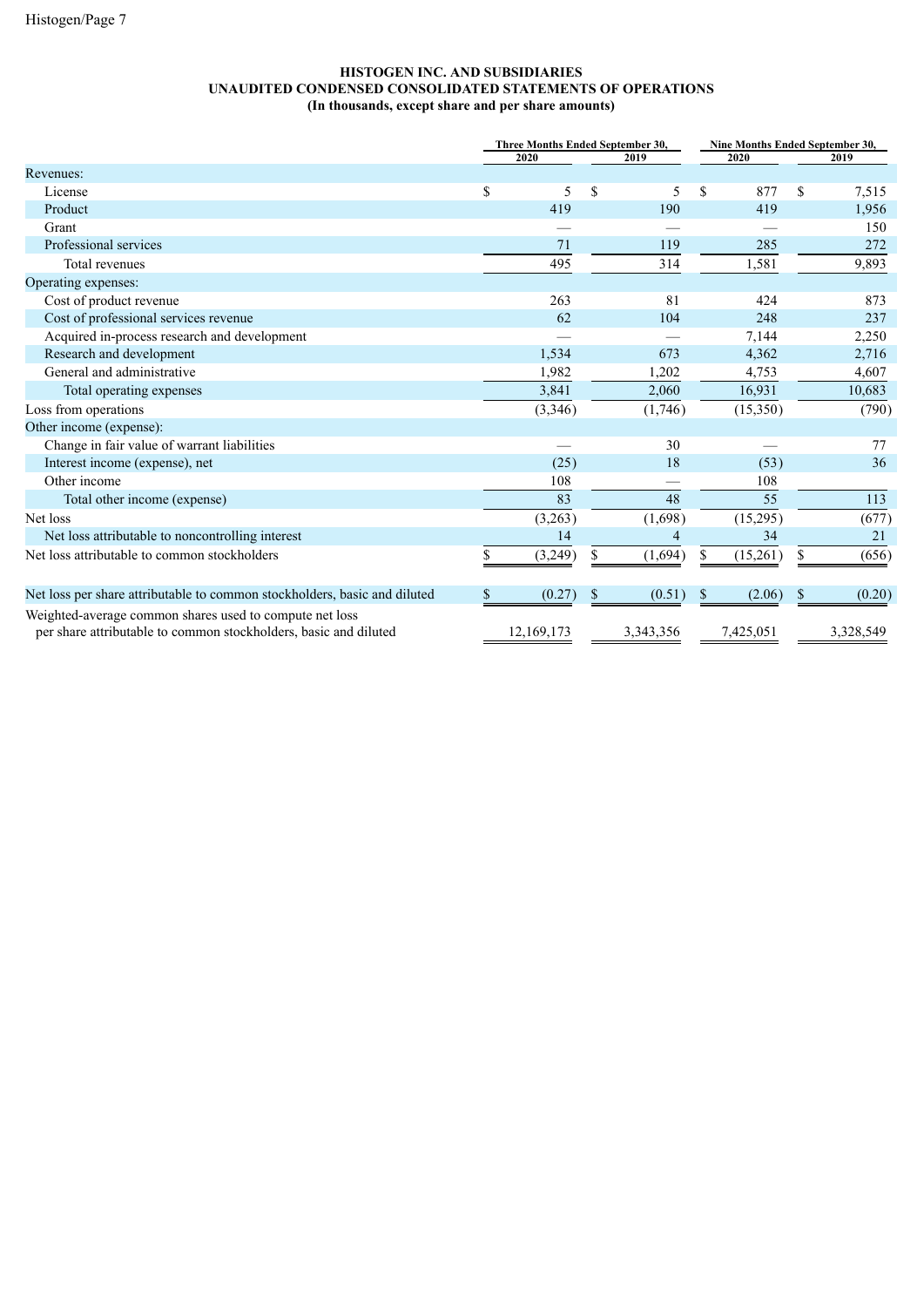### HISTOGEN INC. AND SUBSIDIARIES
### UNAUDITED CONDENSED CONSOLIDATED STATEMENTS OF OPERATIONS
### (In thousands, except share and per share amounts)

| | Three Months Ended September 30, | | Nine Months Ended September 30, | |
|---|---|---|---|---|
| | 2020 | 2019 | 2020 | 2019 |
| Revenues: | | | | |
| License | $ 5 | $ 5 | $ 877 | $ 7,515 |
| Product | 419 | 190 | 419 | 1,956 |
| Grant | — | — | — | 150 |
| Professional services | 71 | 119 | 285 | 272 |
| Total revenues | 495 | 314 | 1,581 | 9,893 |
| Operating expenses: | | | | |
| Cost of product revenue | 263 | 81 | 424 | 873 |
| Cost of professional services revenue | 62 | 104 | 248 | 237 |
| Acquired in-process research and development | — | — | 7,144 | 2,250 |
| Research and development | 1,534 | 673 | 4,362 | 2,716 |
| General and administrative | 1,982 | 1,202 | 4,753 | 4,607 |
| Total operating expenses | 3,841 | 2,060 | 16,931 | 10,683 |
| Loss from operations | (3,346) | (1,746) | (15,350) | (790) |
| Other income (expense): | | | | |
| Change in fair value of warrant liabilities | — | 30 | — | 77 |
| Interest income (expense), net | (25) | 18 | (53) | 36 |
| Other income | 108 | — | 108 | |
| Total other income (expense) | 83 | 48 | 55 | 113 |
| Net loss | (3,263) | (1,698) | (15,295) | (677) |
| Net loss attributable to noncontrolling interest | 14 | 4 | 34 | 21 |
| Net loss attributable to common stockholders | $ (3,249) | $ (1,694) | $ (15,261) | $ (656) |
| Net loss per share attributable to common stockholders, basic and diluted | $ (0.27) | $ (0.51) | $ (2.06) | $ (0.20) |
| Weighted-average common shares used to compute net loss per share attributable to common stockholders, basic and diluted | 12,169,173 | 3,343,356 | 7,425,051 | 3,328,549 |